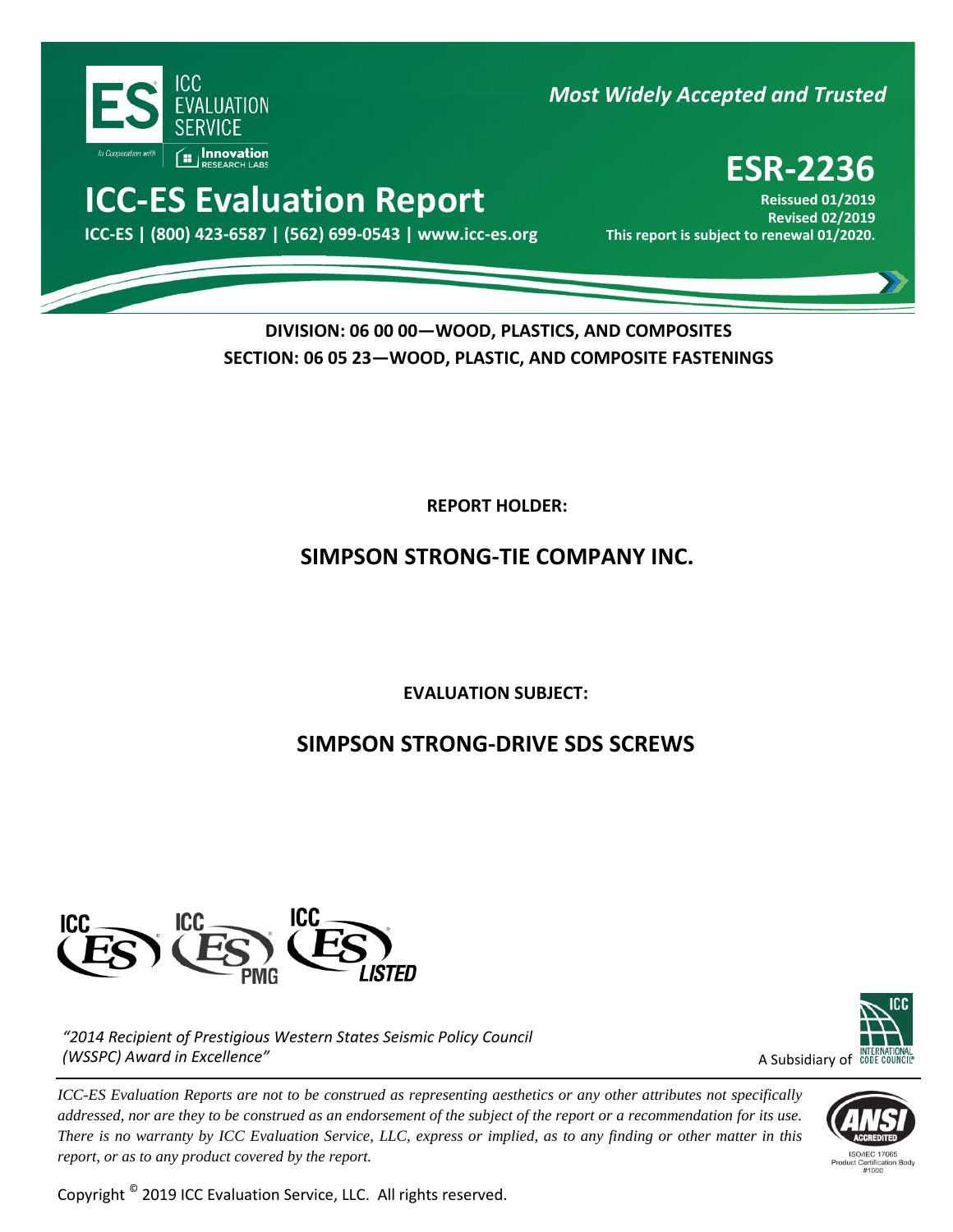ICC EVALUATION SERVICE

*Most Widely Accepted and Trusted*

# ICC-ES Evaluation Report

**ICC-ES | (800) 423-6587 | (562) 699-0543 | www.icc-es.org**

# ESR-2236

**Reissued 01/2019**
**Revised 02/2019**
**This report is subject to renewal 01/2020.**

**DIVISION: 06 00 00—WOOD, PLASTICS, AND COMPOSITES**
**SECTION: 06 05 23—WOOD, PLASTIC, AND COMPOSITE FASTENINGS**

**REPORT HOLDER:**

## SIMPSON STRONG-TIE COMPANY INC.

**EVALUATION SUBJECT:**

## SIMPSON STRONG-DRIVE SDS SCREWS

*"2014 Recipient of Prestigious Western States Seismic Policy Council (WSSPC) Award in Excellence"*

A Subsidiary of INTERNATIONAL CODE COUNCIL

*ICC-ES Evaluation Reports are not to be construed as representing aesthetics or any other attributes not specifically addressed, nor are they to be construed as an endorsement of the subject of the report or a recommendation for its use. There is no warranty by ICC Evaluation Service, LLC, express or implied, as to any finding or other matter in this report, or as to any product covered by the report.*

ISO/IEC 17065 Product Certification Body #1000

Copyright © 2019 ICC Evaluation Service, LLC. All rights reserved.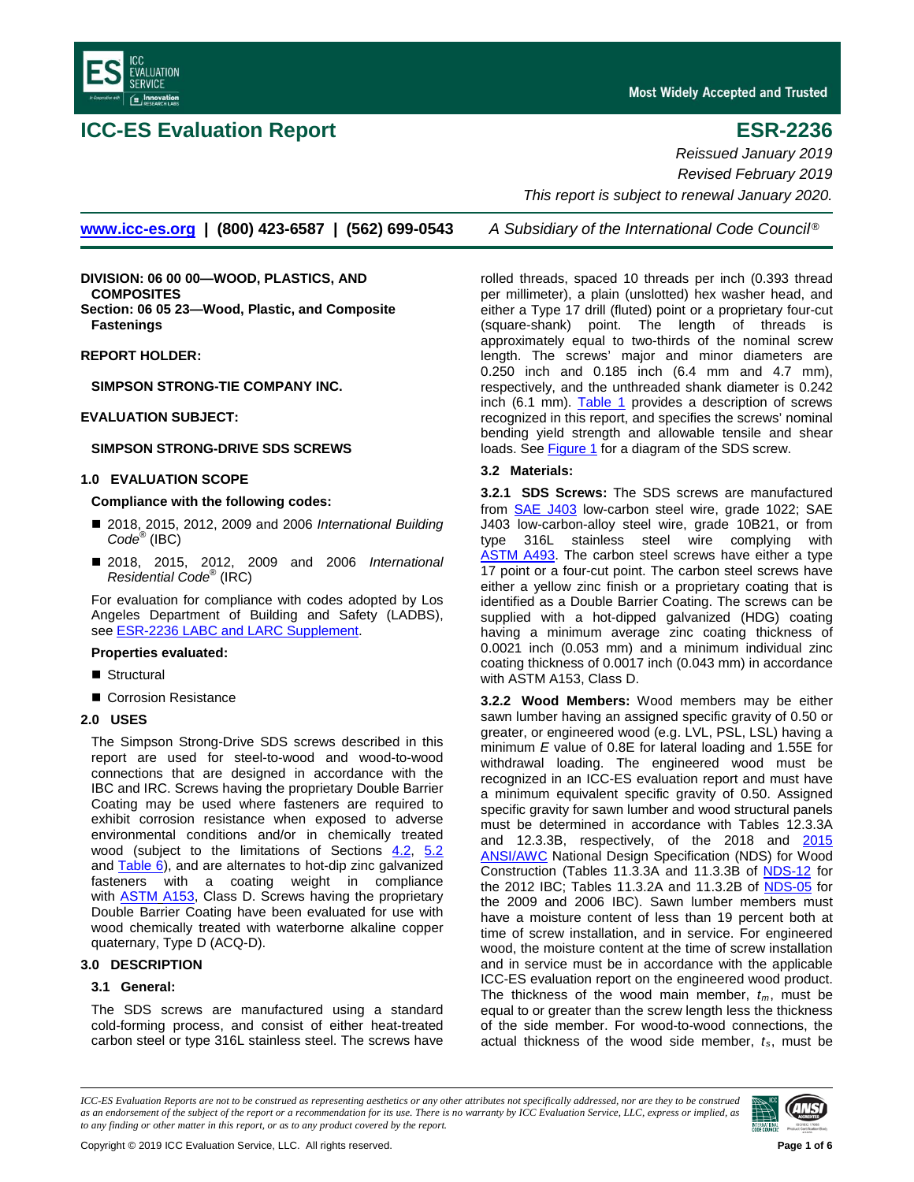# ICC-ES Evaluation Report

# ESR-2236

*Reissued January 2019*
*Revised February 2019*
*This report is subject to renewal January 2020.*

www.icc-es.org | (800) 423-6587 | (562) 699-0543    *A Subsidiary of the International Code Council®*

**DIVISION: 06 00 00—WOOD, PLASTICS, AND COMPOSITES**
**Section: 06 05 23—Wood, Plastic, and Composite Fastenings**

**REPORT HOLDER:**

**SIMPSON STRONG-TIE COMPANY INC.**

**EVALUATION SUBJECT:**

**SIMPSON STRONG-DRIVE SDS SCREWS**

## 1.0 EVALUATION SCOPE

**Compliance with the following codes:**

- 2018, 2015, 2012, 2009 and 2006 *International Building Code®* (IBC)
- 2018, 2015, 2012, 2009 and 2006 *International Residential Code®* (IRC)

For evaluation for compliance with codes adopted by Los Angeles Department of Building and Safety (LADBS), see ESR-2236 LABC and LARC Supplement.

**Properties evaluated:**

- Structural
- Corrosion Resistance

## 2.0 USES

The Simpson Strong-Drive SDS screws described in this report are used for steel-to-wood and wood-to-wood connections that are designed in accordance with the IBC and IRC. Screws having the proprietary Double Barrier Coating may be used where fasteners are required to exhibit corrosion resistance when exposed to adverse environmental conditions and/or in chemically treated wood (subject to the limitations of Sections 4.2, 5.2 and Table 6), and are alternates to hot-dip zinc galvanized fasteners with a coating weight in compliance with ASTM A153, Class D. Screws having the proprietary Double Barrier Coating have been evaluated for use with wood chemically treated with waterborne alkaline copper quaternary, Type D (ACQ-D).

## 3.0 DESCRIPTION

### 3.1 General:

The SDS screws are manufactured using a standard cold-forming process, and consist of either heat-treated carbon steel or type 316L stainless steel. The screws have rolled threads, spaced 10 threads per inch (0.393 thread per millimeter), a plain (unslotted) hex washer head, and either a Type 17 drill (fluted) point or a proprietary four-cut (square-shank) point. The length of threads is approximately equal to two-thirds of the nominal screw length. The screws' major and minor diameters are 0.250 inch and 0.185 inch (6.4 mm and 4.7 mm), respectively, and the unthreaded shank diameter is 0.242 inch (6.1 mm). Table 1 provides a description of screws recognized in this report, and specifies the screws' nominal bending yield strength and allowable tensile and shear loads. See Figure 1 for a diagram of the SDS screw.

### 3.2 Materials:

**3.2.1 SDS Screws:** The SDS screws are manufactured from SAE J403 low-carbon steel wire, grade 1022; SAE J403 low-carbon-alloy steel wire, grade 10B21, or from type 316L stainless steel wire complying with ASTM A493. The carbon steel screws have either a type 17 point or a four-cut point. The carbon steel screws have either a yellow zinc finish or a proprietary coating that is identified as a Double Barrier Coating. The screws can be supplied with a hot-dipped galvanized (HDG) coating having a minimum average zinc coating thickness of 0.0021 inch (0.053 mm) and a minimum individual zinc coating thickness of 0.0017 inch (0.043 mm) in accordance with ASTM A153, Class D.

**3.2.2 Wood Members:** Wood members may be either sawn lumber having an assigned specific gravity of 0.50 or greater, or engineered wood (e.g. LVL, PSL, LSL) having a minimum $E$ value of 0.8E for lateral loading and 1.55E for withdrawal loading. The engineered wood must be recognized in an ICC-ES evaluation report and must have a minimum equivalent specific gravity of 0.50. Assigned specific gravity for sawn lumber and wood structural panels must be determined in accordance with Tables 12.3.3A and 12.3.3B, respectively, of the 2018 and 2015 ANSI/AWC National Design Specification (NDS) for Wood Construction (Tables 11.3.3A and 11.3.3B of NDS-12 for the 2012 IBC; Tables 11.3.2A and 11.3.2B of NDS-05 for the 2009 and 2006 IBC). Sawn lumber members must have a moisture content of less than 19 percent both at time of screw installation, and in service. For engineered wood, the moisture content at the time of screw installation and in service must be in accordance with the applicable ICC-ES evaluation report on the engineered wood product. The thickness of the wood main member, $t_m$, must be equal to or greater than the screw length less the thickness of the side member. For wood-to-wood connections, the actual thickness of the wood side member, $t_s$, must be

*ICC-ES Evaluation Reports are not to be construed as representing aesthetics or any other attributes not specifically addressed, nor are they to be construed as an endorsement of the subject of the report or a recommendation for its use. There is no warranty by ICC Evaluation Service, LLC, express or implied, as to any finding or other matter in this report, or as to any product covered by the report.*

Copyright © 2019 ICC Evaluation Service, LLC. All rights reserved.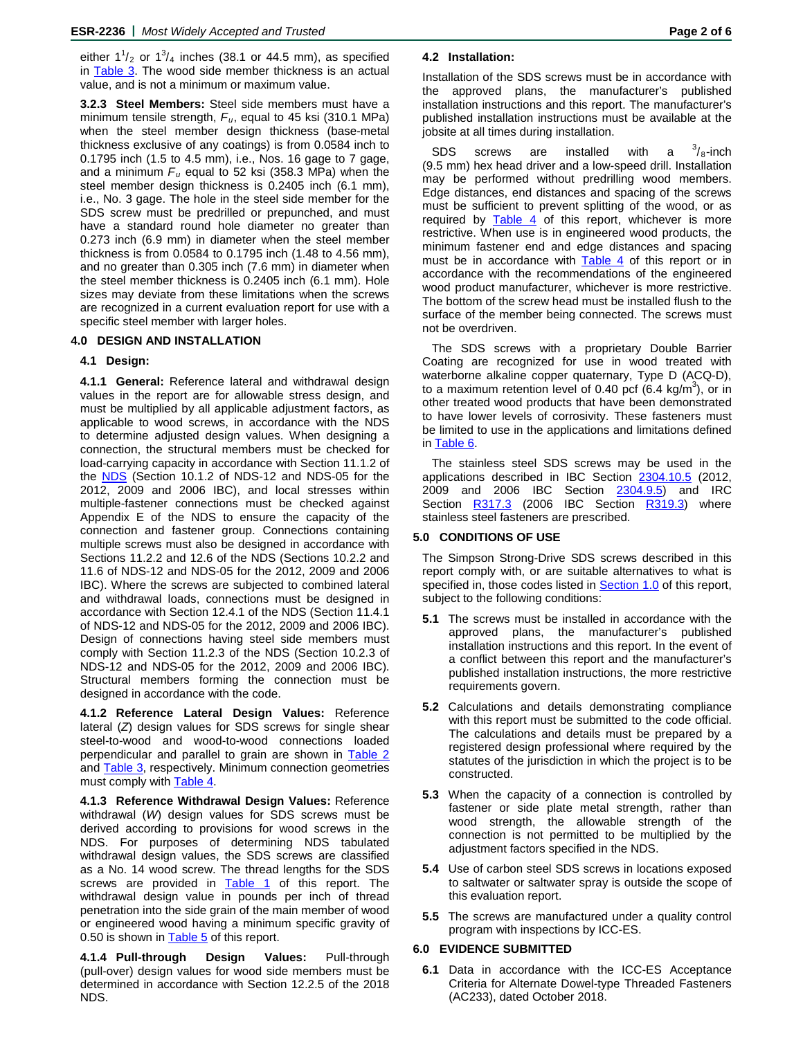either $1^1/_2$ or $1^3/_4$ inches (38.1 or 44.5 mm), as specified in Table 3. The wood side member thickness is an actual value, and is not a minimum or maximum value.

**3.2.3 Steel Members:** Steel side members must have a minimum tensile strength, $F_u$, equal to 45 ksi (310.1 MPa) when the steel member design thickness (base-metal thickness exclusive of any coatings) is from 0.0584 inch to 0.1795 inch (1.5 to 4.5 mm), i.e., Nos. 16 gage to 7 gage, and a minimum $F_u$ equal to 52 ksi (358.3 MPa) when the steel member design thickness is 0.2405 inch (6.1 mm), i.e., No. 3 gage. The hole in the steel side member for the SDS screw must be predrilled or prepunched, and must have a standard round hole diameter no greater than 0.273 inch (6.9 mm) in diameter when the steel member thickness is from 0.0584 to 0.1795 inch (1.48 to 4.56 mm), and no greater than 0.305 inch (7.6 mm) in diameter when the steel member thickness is 0.2405 inch (6.1 mm). Hole sizes may deviate from these limitations when the screws are recognized in a current evaluation report for use with a specific steel member with larger holes.

## 4.0 DESIGN AND INSTALLATION

### 4.1 Design:

**4.1.1 General:** Reference lateral and withdrawal design values in the report are for allowable stress design, and must be multiplied by all applicable adjustment factors, as applicable to wood screws, in accordance with the NDS to determine adjusted design values. When designing a connection, the structural members must be checked for load-carrying capacity in accordance with Section 11.1.2 of the NDS (Section 10.1.2 of NDS-12 and NDS-05 for the 2012, 2009 and 2006 IBC), and local stresses within multiple-fastener connections must be checked against Appendix E of the NDS to ensure the capacity of the connection and fastener group. Connections containing multiple screws must also be designed in accordance with Sections 11.2.2 and 12.6 of the NDS (Sections 10.2.2 and 11.6 of NDS-12 and NDS-05 for the 2012, 2009 and 2006 IBC). Where the screws are subjected to combined lateral and withdrawal loads, connections must be designed in accordance with Section 12.4.1 of the NDS (Section 11.4.1 of NDS-12 and NDS-05 for the 2012, 2009 and 2006 IBC). Design of connections having steel side members must comply with Section 11.2.3 of the NDS (Section 10.2.3 of NDS-12 and NDS-05 for the 2012, 2009 and 2006 IBC). Structural members forming the connection must be designed in accordance with the code.

**4.1.2 Reference Lateral Design Values:** Reference lateral ($Z$) design values for SDS screws for single shear steel-to-wood and wood-to-wood connections loaded perpendicular and parallel to grain are shown in Table 2 and Table 3, respectively. Minimum connection geometries must comply with Table 4.

**4.1.3 Reference Withdrawal Design Values:** Reference withdrawal ($W$) design values for SDS screws must be derived according to provisions for wood screws in the NDS. For purposes of determining NDS tabulated withdrawal design values, the SDS screws are classified as a No. 14 wood screw. The thread lengths for the SDS screws are provided in Table 1 of this report. The withdrawal design value in pounds per inch of thread penetration into the side grain of the main member of wood or engineered wood having a minimum specific gravity of 0.50 is shown in Table 5 of this report.

**4.1.4 Pull-through Design Values:** Pull-through (pull-over) design values for wood side members must be determined in accordance with Section 12.2.5 of the 2018 NDS.

### 4.2 Installation:

Installation of the SDS screws must be in accordance with the approved plans, the manufacturer's published installation instructions and this report. The manufacturer's published installation instructions must be available at the jobsite at all times during installation.

SDS screws are installed with a $^3/_8$-inch (9.5 mm) hex head driver and a low-speed drill. Installation may be performed without predrilling wood members. Edge distances, end distances and spacing of the screws must be sufficient to prevent splitting of the wood, or as required by Table 4 of this report, whichever is more restrictive. When use is in engineered wood products, the minimum fastener end and edge distances and spacing must be in accordance with Table 4 of this report or in accordance with the recommendations of the engineered wood product manufacturer, whichever is more restrictive. The bottom of the screw head must be installed flush to the surface of the member being connected. The screws must not be overdriven.

The SDS screws with a proprietary Double Barrier Coating are recognized for use in wood treated with waterborne alkaline copper quaternary, Type D (ACQ-D), to a maximum retention level of 0.40 pcf (6.4 kg/m$^3$), or in other treated wood products that have been demonstrated to have lower levels of corrosivity. These fasteners must be limited to use in the applications and limitations defined in Table 6.

The stainless steel SDS screws may be used in the applications described in IBC Section 2304.10.5 (2012, 2009 and 2006 IBC Section 2304.9.5) and IRC Section R317.3 (2006 IBC Section R319.3) where stainless steel fasteners are prescribed.

## 5.0 CONDITIONS OF USE

The Simpson Strong-Drive SDS screws described in this report comply with, or are suitable alternatives to what is specified in, those codes listed in Section 1.0 of this report, subject to the following conditions:

**5.1** The screws must be installed in accordance with the approved plans, the manufacturer's published installation instructions and this report. In the event of a conflict between this report and the manufacturer's published installation instructions, the more restrictive requirements govern.

**5.2** Calculations and details demonstrating compliance with this report must be submitted to the code official. The calculations and details must be prepared by a registered design professional where required by the statutes of the jurisdiction in which the project is to be constructed.

**5.3** When the capacity of a connection is controlled by fastener or side plate metal strength, rather than wood strength, the allowable strength of the connection is not permitted to be multiplied by the adjustment factors specified in the NDS.

**5.4** Use of carbon steel SDS screws in locations exposed to saltwater or saltwater spray is outside the scope of this evaluation report.

**5.5** The screws are manufactured under a quality control program with inspections by ICC-ES.

## 6.0 EVIDENCE SUBMITTED

**6.1** Data in accordance with the ICC-ES Acceptance Criteria for Alternate Dowel-type Threaded Fasteners (AC233), dated October 2018.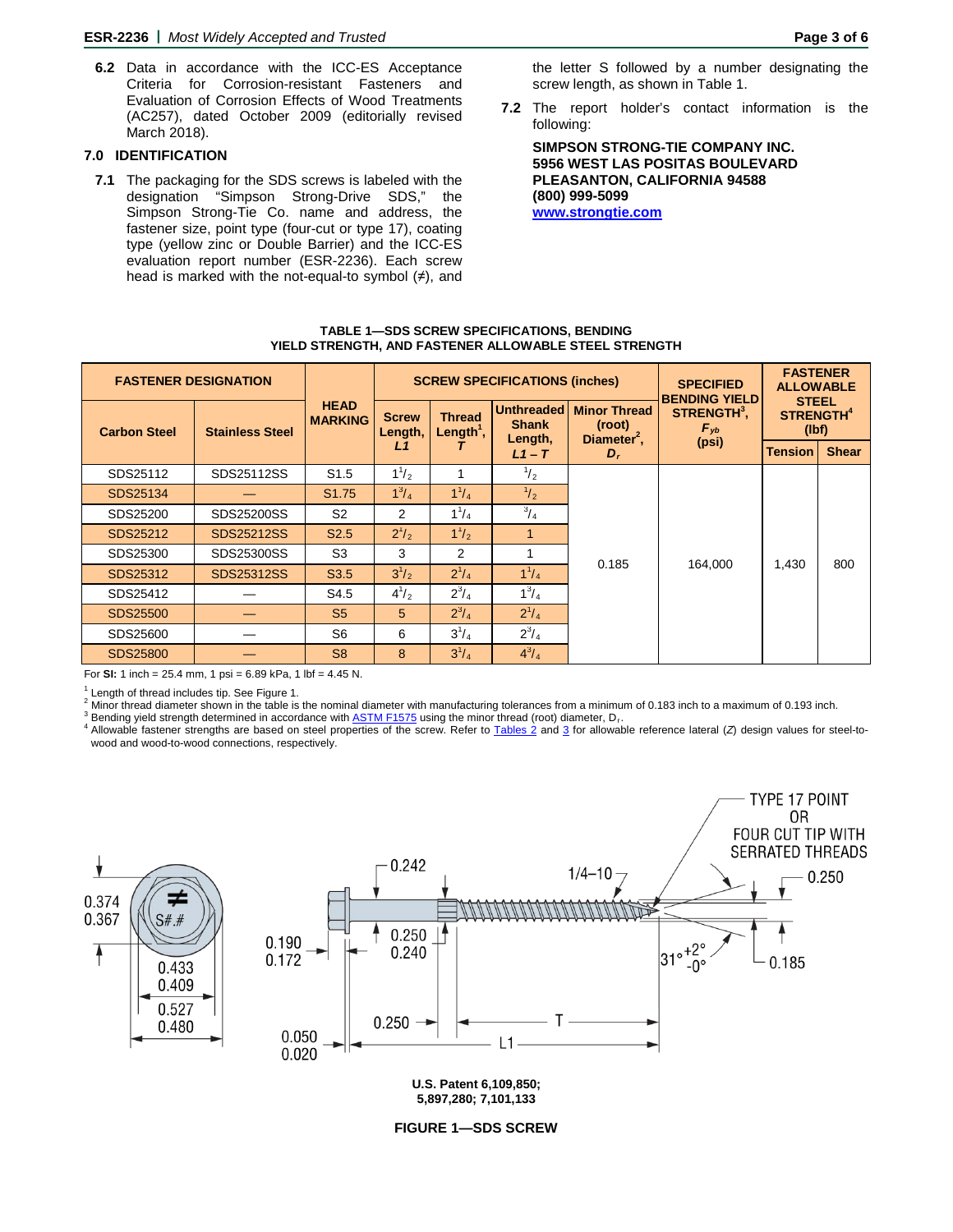**6.2** Data in accordance with the ICC-ES Acceptance Criteria for Corrosion-resistant Fasteners and Evaluation of Corrosion Effects of Wood Treatments (AC257), dated October 2009 (editorially revised March 2018).

## 7.0 IDENTIFICATION

**7.1** The packaging for the SDS screws is labeled with the designation "Simpson Strong-Drive SDS," the Simpson Strong-Tie Co. name and address, the fastener size, point type (four-cut or type 17), coating type (yellow zinc or Double Barrier) and the ICC-ES evaluation report number (ESR-2236). Each screw head is marked with the not-equal-to symbol (≠), and the letter S followed by a number designating the screw length, as shown in Table 1.

**7.2** The report holder's contact information is the following:

**SIMPSON STRONG-TIE COMPANY INC.**
**5956 WEST LAS POSITAS BOULEVARD**
**PLEASANTON, CALIFORNIA 94588**
**(800) 999-5099**
**www.strongtie.com**

**TABLE 1—SDS SCREW SPECIFICATIONS, BENDING YIELD STRENGTH, AND FASTENER ALLOWABLE STEEL STRENGTH**

| FASTENER DESIGNATION | | HEAD MARKING | SCREW SPECIFICATIONS (inches) | | | | SPECIFIED BENDING YIELD STRENGTH[3], $F_{yb}$ (psi) | FASTENER ALLOWABLE STEEL STRENGTH[4] (lbf) | |
|---|---|---|---|---|---|---|---|---|---|
| Carbon Steel | Stainless Steel | | Screw Length, $L1$ | Thread Length[1], $T$ | Unthreaded Shank Length, $L1 – T$ | Minor Thread (root) Diameter[2], $D_r$ | | Tension | Shear |
| SDS25112 | SDS25112SS | S1.5 | 1-1/2 | 1 | 1/2 | 0.185 | 164,000 | 1,430 | 800 |
| SDS25134 | — | S1.75 | 1-3/4 | 1-1/4 | 1/2 | | | | |
| SDS25200 | SDS25200SS | S2 | 2 | 1-1/4 | 3/4 | | | | |
| SDS25212 | SDS25212SS | S2.5 | 2-1/2 | 1-1/2 | 1 | | | | |
| SDS25300 | SDS25300SS | S3 | 3 | 2 | 1 | | | | |
| SDS25312 | SDS25312SS | S3.5 | 3-1/2 | 2-1/4 | 1-1/4 | | | | |
| SDS25412 | — | S4.5 | 4-1/2 | 2-3/4 | 1-3/4 | | | | |
| SDS25500 | — | S5 | 5 | 2-3/4 | 2-1/4 | | | | |
| SDS25600 | — | S6 | 6 | 3-1/4 | 2-3/4 | | | | |
| SDS25800 | — | S8 | 8 | 3-1/4 | 4-3/4 | | | | |

For **SI:** 1 inch = 25.4 mm, 1 psi = 6.89 kPa, 1 lbf = 4.45 N.

[1] Length of thread includes tip. See Figure 1.
[2] Minor thread diameter shown in the table is the nominal diameter with manufacturing tolerances from a minimum of 0.183 inch to a maximum of 0.193 inch.
[3] Bending yield strength determined in accordance with ASTM F1575 using the minor thread (root) diameter, $D_r$.
[4] Allowable fastener strengths are based on steel properties of the screw. Refer to Tables 2 and 3 for allowable reference lateral ($Z$) design values for steel-to-wood and wood-to-wood connections, respectively.

0.374 / 0.367; S#.#; 0.433 / 0.409; 0.527 / 0.480; 0.190 / 0.172; 0.050 / 0.020; 0.242; 0.250 / 0.240; 0.250; 1/4–10; T; L1; TYPE 17 POINT OR FOUR CUT TIP WITH SERRATED THREADS; 0.250; 0.185; 31° +2° -0°

**U.S. Patent 6,109,850; 5,897,280; 7,101,133**

**FIGURE 1—SDS SCREW**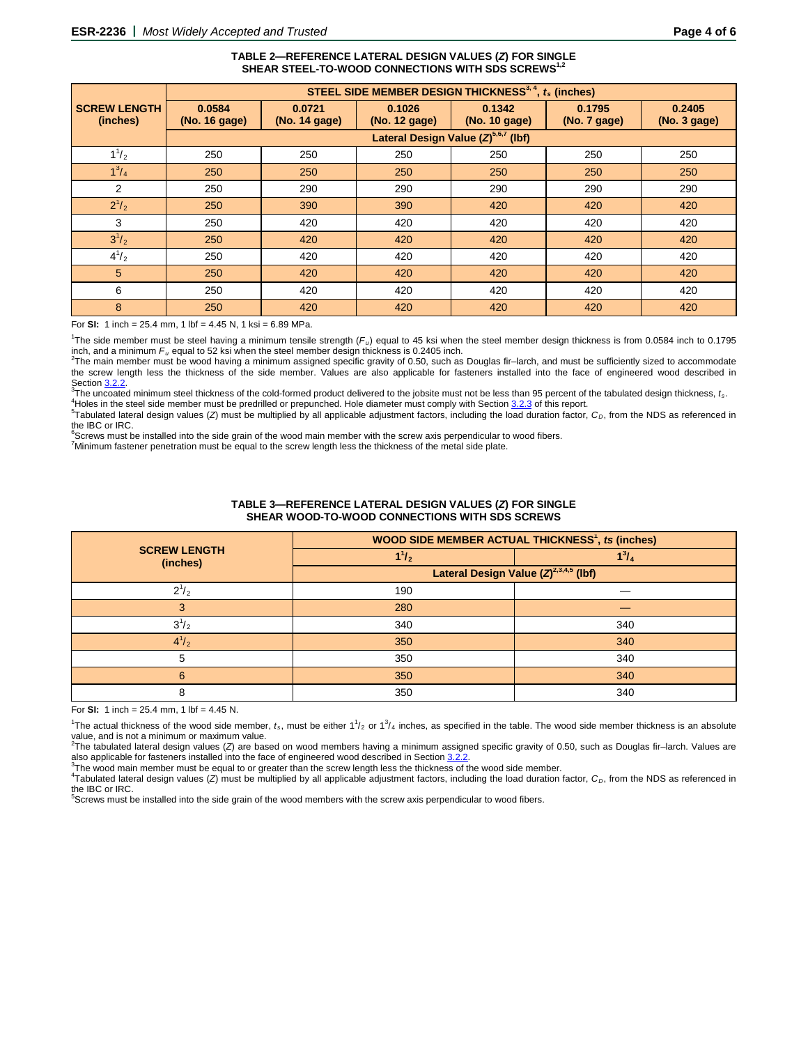**TABLE 2—REFERENCE LATERAL DESIGN VALUES ($Z$) FOR SINGLE SHEAR STEEL-TO-WOOD CONNECTIONS WITH SDS SCREWS[1,2]**

| SCREW LENGTH (inches) | STEEL SIDE MEMBER DESIGN THICKNESS[3, 4], $t_s$ (inches) | | | | | |
|---|---|---|---|---|---|---|
| | 0.0584 (No. 16 gage) | 0.0721 (No. 14 gage) | 0.1026 (No. 12 gage) | 0.1342 (No. 10 gage) | 0.1795 (No. 7 gage) | 0.2405 (No. 3 gage) |
| | Lateral Design Value ($Z$)[5,6,7] (lbf) | | | | | |
| $1^1/_2$ | 250 | 250 | 250 | 250 | 250 | 250 |
| $1^3/_4$ | 250 | 250 | 250 | 250 | 250 | 250 |
| 2 | 250 | 290 | 290 | 290 | 290 | 290 |
| $2^1/_2$ | 250 | 390 | 390 | 420 | 420 | 420 |
| 3 | 250 | 420 | 420 | 420 | 420 | 420 |
| $3^1/_2$ | 250 | 420 | 420 | 420 | 420 | 420 |
| $4^1/_2$ | 250 | 420 | 420 | 420 | 420 | 420 |
| 5 | 250 | 420 | 420 | 420 | 420 | 420 |
| 6 | 250 | 420 | 420 | 420 | 420 | 420 |
| 8 | 250 | 420 | 420 | 420 | 420 | 420 |

For **SI:** 1 inch = 25.4 mm, 1 lbf = 4.45 N, 1 ksi = 6.89 MPa.

[1]The side member must be steel having a minimum tensile strength ($F_u$) equal to 45 ksi when the steel member design thickness is from 0.0584 inch to 0.1795 inch, and a minimum $F_u$ equal to 52 ksi when the steel member design thickness is 0.2405 inch.
[2]The main member must be wood having a minimum assigned specific gravity of 0.50, such as Douglas fir–larch, and must be sufficiently sized to accommodate the screw length less the thickness of the side member. Values are also applicable for fasteners installed into the face of engineered wood described in Section 3.2.2.
[3]The uncoated minimum steel thickness of the cold-formed product delivered to the jobsite must not be less than 95 percent of the tabulated design thickness, $t_s$.
[4]Holes in the steel side member must be predrilled or prepunched. Hole diameter must comply with Section 3.2.3 of this report.
[5]Tabulated lateral design values ($Z$) must be multiplied by all applicable adjustment factors, including the load duration factor, $C_D$, from the NDS as referenced in the IBC or IRC.
[6]Screws must be installed into the side grain of the wood main member with the screw axis perpendicular to wood fibers.
[7]Minimum fastener penetration must be equal to the screw length less the thickness of the metal side plate.

**TABLE 3—REFERENCE LATERAL DESIGN VALUES ($Z$) FOR SINGLE SHEAR WOOD-TO-WOOD CONNECTIONS WITH SDS SCREWS**

| SCREW LENGTH (inches) | WOOD SIDE MEMBER ACTUAL THICKNESS[1], $t_s$ (inches) | |
|---|---|---|
| | $1^1/_2$ | $1^3/_4$ |
| | Lateral Design Value ($Z$)[2,3,4,5] (lbf) | |
| $2^1/_2$ | 190 | — |
| 3 | 280 | — |
| $3^1/_2$ | 340 | 340 |
| $4^1/_2$ | 350 | 340 |
| 5 | 350 | 340 |
| 6 | 350 | 340 |
| 8 | 350 | 340 |

For **SI:** 1 inch = 25.4 mm, 1 lbf = 4.45 N.

[1]The actual thickness of the wood side member, $t_s$, must be either $1^1/_2$ or $1^3/_4$ inches, as specified in the table. The wood side member thickness is an absolute value, and is not a minimum or maximum value.
[2]The tabulated lateral design values ($Z$) are based on wood members having a minimum assigned specific gravity of 0.50, such as Douglas fir–larch. Values are also applicable for fasteners installed into the face of engineered wood described in Section 3.2.2.
[3]The wood main member must be equal to or greater than the screw length less the thickness of the wood side member.
[4]Tabulated lateral design values ($Z$) must be multiplied by all applicable adjustment factors, including the load duration factor, $C_D$, from the NDS as referenced in the IBC or IRC.
[5]Screws must be installed into the side grain of the wood members with the screw axis perpendicular to wood fibers.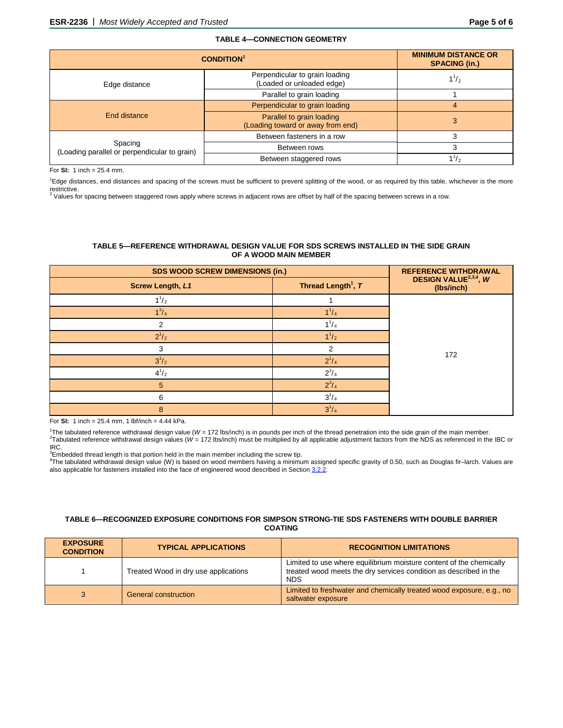**TABLE 4—CONNECTION GEOMETRY**

| CONDITION[1] | | MINIMUM DISTANCE OR SPACING (in.) |
|---|---|---|
| Edge distance | Perpendicular to grain loading (Loaded or unloaded edge) | $1^1/_2$ |
| | Parallel to grain loading | 1 |
| End distance | Perpendicular to grain loading | 4 |
| | Parallel to grain loading (Loading toward or away from end) | 3 |
| Spacing (Loading parallel or perpendicular to grain) | Between fasteners in a row | 3 |
| | Between rows | 3 |
| | Between staggered rows | $1^1/_2$ |

For **SI:** 1 inch = 25.4 mm.

[1]Edge distances, end distances and spacing of the screws must be sufficient to prevent splitting of the wood, or as required by this table, whichever is the more restrictive.
[2] Values for spacing between staggered rows apply where screws in adjacent rows are offset by half of the spacing between screws in a row.

**TABLE 5—REFERENCE WITHDRAWAL DESIGN VALUE FOR SDS SCREWS INSTALLED IN THE SIDE GRAIN OF A WOOD MAIN MEMBER**

| SDS WOOD SCREW DIMENSIONS (in.) | | REFERENCE WITHDRAWAL DESIGN VALUE[2,3,4], *W* (lbs/inch) |
|---|---|---|
| **Screw Length, *L1*** | **Thread Length[1], *T*** | |
| $1^1/_2$ | 1 | 172 |
| $1^3/_4$ | $1^1/_4$ | |
| 2 | $1^1/_4$ | |
| $2^1/_2$ | $1^1/_2$ | |
| 3 | 2 | |
| $3^1/_2$ | $2^1/_4$ | |
| $4^1/_2$ | $2^3/_4$ | |
| 5 | $2^3/_4$ | |
| 6 | $3^1/_4$ | |
| 8 | $3^1/_4$ | |

For **SI:** 1 inch = 25.4 mm, 1 lbf/inch = 4.44 kPa.

[1]The tabulated reference withdrawal design value (*W* = 172 lbs/inch) is in pounds per inch of the thread penetration into the side grain of the main member.
[2]Tabulated reference withdrawal design values (*W* = 172 lbs/inch) must be multiplied by all applicable adjustment factors from the NDS as referenced in the IBC or IRC.
[3]Embedded thread length is that portion held in the main member including the screw tip.
[4]The tabulated withdrawal design value (W) is based on wood members having a minimum assigned specific gravity of 0.50, such as Douglas fir–larch. Values are also applicable for fasteners installed into the face of engineered wood described in Section 3.2.2.

**TABLE 6—RECOGNIZED EXPOSURE CONDITIONS FOR SIMPSON STRONG-TIE SDS FASTENERS WITH DOUBLE BARRIER COATING**

| EXPOSURE CONDITION | TYPICAL APPLICATIONS | RECOGNITION LIMITATIONS |
|---|---|---|
| 1 | Treated Wood in dry use applications | Limited to use where equilibrium moisture content of the chemically treated wood meets the dry services condition as described in the NDS |
| 3 | General construction | Limited to freshwater and chemically treated wood exposure, e.g., no saltwater exposure |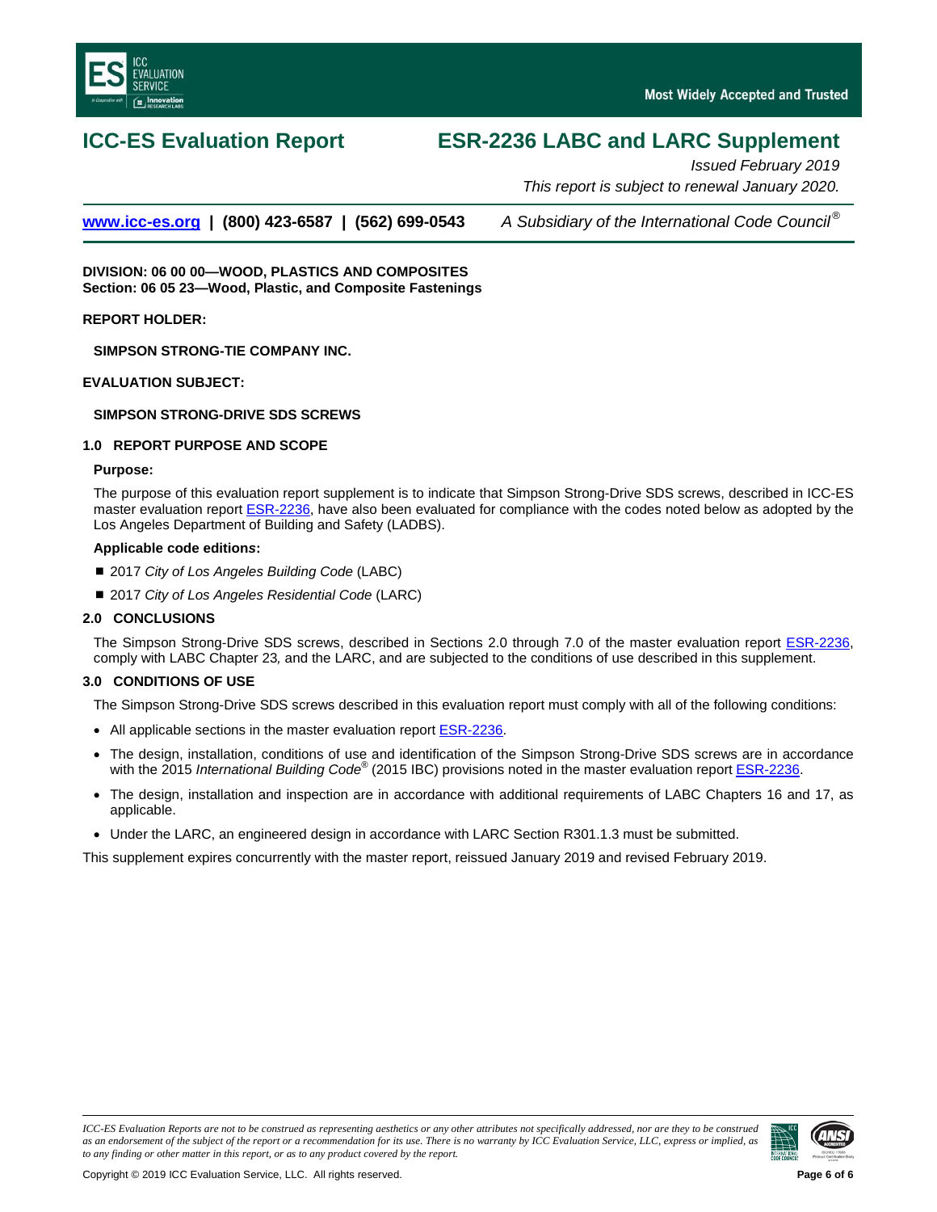# ICC-ES Evaluation Report

# ESR-2236 LABC and LARC Supplement

*Issued February 2019*

*This report is subject to renewal January 2020.*

**www.icc-es.org | (800) 423-6587 | (562) 699-0543** *A Subsidiary of the International Code Council®*

**DIVISION: 06 00 00—WOOD, PLASTICS AND COMPOSITES**
**Section: 06 05 23—Wood, Plastic, and Composite Fastenings**

**REPORT HOLDER:**

**SIMPSON STRONG-TIE COMPANY INC.**

**EVALUATION SUBJECT:**

**SIMPSON STRONG-DRIVE SDS SCREWS**

## 1.0 REPORT PURPOSE AND SCOPE

**Purpose:**

The purpose of this evaluation report supplement is to indicate that Simpson Strong-Drive SDS screws, described in ICC-ES master evaluation report ESR-2236, have also been evaluated for compliance with the codes noted below as adopted by the Los Angeles Department of Building and Safety (LADBS).

**Applicable code editions:**

- 2017 *City of Los Angeles Building Code* (LABC)
- 2017 *City of Los Angeles Residential Code* (LARC)

## 2.0 CONCLUSIONS

The Simpson Strong-Drive SDS screws, described in Sections 2.0 through 7.0 of the master evaluation report ESR-2236, comply with LABC Chapter 23*,* and the LARC, and are subjected to the conditions of use described in this supplement.

## 3.0 CONDITIONS OF USE

The Simpson Strong-Drive SDS screws described in this evaluation report must comply with all of the following conditions:

- All applicable sections in the master evaluation report ESR-2236.
- The design, installation, conditions of use and identification of the Simpson Strong-Drive SDS screws are in accordance with the 2015 *International Building Code®* (2015 IBC) provisions noted in the master evaluation report ESR-2236.
- The design, installation and inspection are in accordance with additional requirements of LABC Chapters 16 and 17, as applicable.
- Under the LARC, an engineered design in accordance with LARC Section R301.1.3 must be submitted.

This supplement expires concurrently with the master report, reissued January 2019 and revised February 2019.

*ICC-ES Evaluation Reports are not to be construed as representing aesthetics or any other attributes not specifically addressed, nor are they to be construed as an endorsement of the subject of the report or a recommendation for its use. There is no warranty by ICC Evaluation Service, LLC, express or implied, as to any finding or other matter in this report, or as to any product covered by the report.*

Copyright © 2019 ICC Evaluation Service, LLC. All rights reserved.